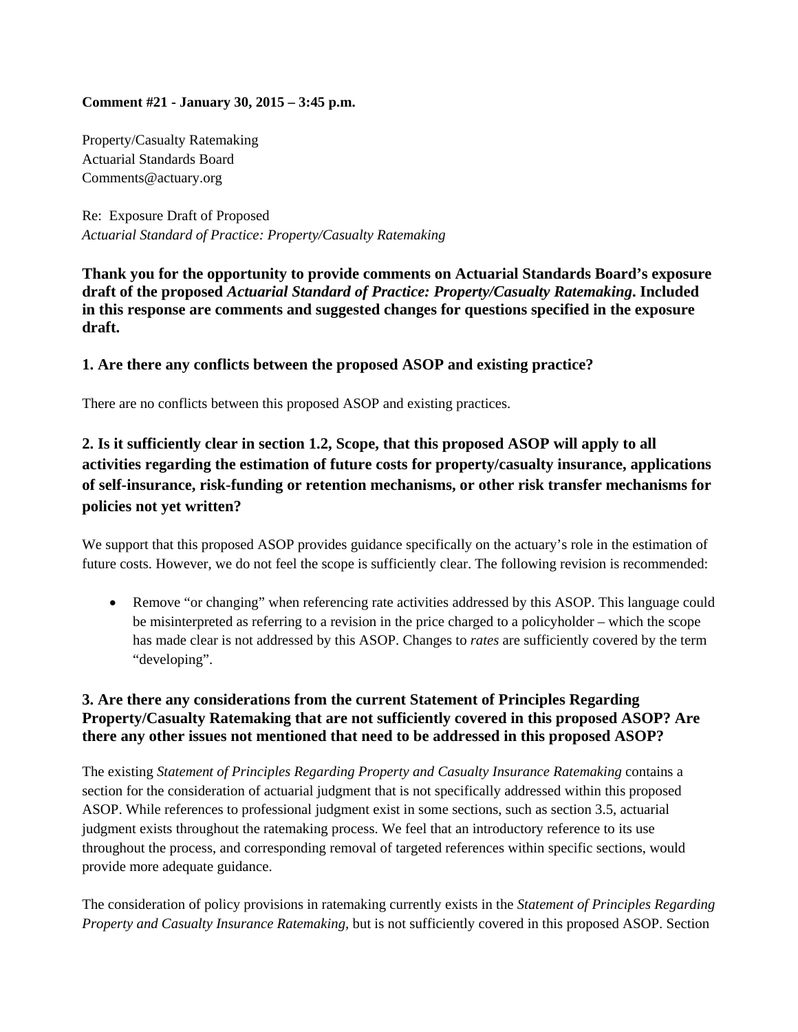**Comment #21 - January 30, 2015 – 3:45 p.m.**

Property/Casualty Ratemaking
Actuarial Standards Board
Comments@actuary.org

Re: Exposure Draft of Proposed
*Actuarial Standard of Practice: Property/Casualty Ratemaking*

**Thank you for the opportunity to provide comments on Actuarial Standards Board's exposure draft of the proposed *Actuarial Standard of Practice: Property/Casualty Ratemaking*. Included in this response are comments and suggested changes for questions specified in the exposure draft.**

### 1. Are there any conflicts between the proposed ASOP and existing practice?

There are no conflicts between this proposed ASOP and existing practices.

### 2. Is it sufficiently clear in section 1.2, Scope, that this proposed ASOP will apply to all activities regarding the estimation of future costs for property/casualty insurance, applications of self-insurance, risk-funding or retention mechanisms, or other risk transfer mechanisms for policies not yet written?

We support that this proposed ASOP provides guidance specifically on the actuary's role in the estimation of future costs. However, we do not feel the scope is sufficiently clear. The following revision is recommended:

- Remove "or changing" when referencing rate activities addressed by this ASOP. This language could be misinterpreted as referring to a revision in the price charged to a policyholder – which the scope has made clear is not addressed by this ASOP. Changes to *rates* are sufficiently covered by the term "developing".

### 3. Are there any considerations from the current Statement of Principles Regarding Property/Casualty Ratemaking that are not sufficiently covered in this proposed ASOP? Are there any other issues not mentioned that need to be addressed in this proposed ASOP?

The existing *Statement of Principles Regarding Property and Casualty Insurance Ratemaking* contains a section for the consideration of actuarial judgment that is not specifically addressed within this proposed ASOP. While references to professional judgment exist in some sections, such as section 3.5, actuarial judgment exists throughout the ratemaking process. We feel that an introductory reference to its use throughout the process, and corresponding removal of targeted references within specific sections, would provide more adequate guidance.

The consideration of policy provisions in ratemaking currently exists in the *Statement of Principles Regarding Property and Casualty Insurance Ratemaking,* but is not sufficiently covered in this proposed ASOP. Section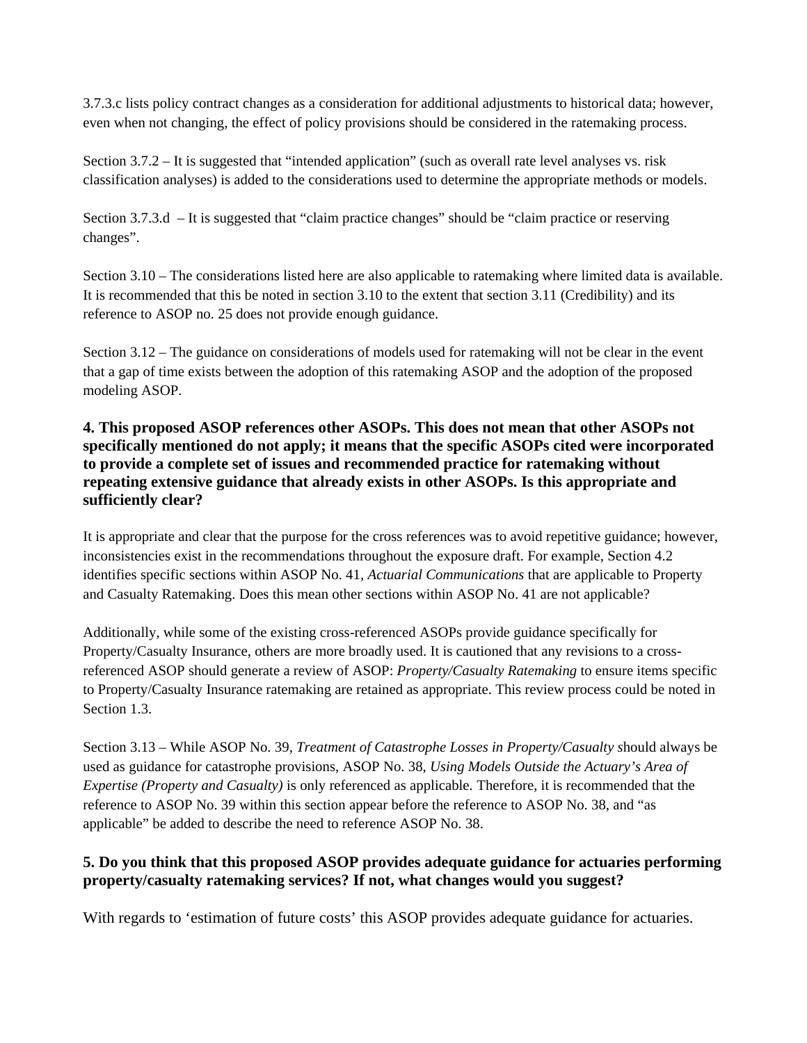3.7.3.c lists policy contract changes as a consideration for additional adjustments to historical data; however, even when not changing, the effect of policy provisions should be considered in the ratemaking process.

Section 3.7.2 – It is suggested that "intended application" (such as overall rate level analyses vs. risk classification analyses) is added to the considerations used to determine the appropriate methods or models.

Section 3.7.3.d – It is suggested that "claim practice changes" should be "claim practice or reserving changes".

Section 3.10 – The considerations listed here are also applicable to ratemaking where limited data is available. It is recommended that this be noted in section 3.10 to the extent that section 3.11 (Credibility) and its reference to ASOP no. 25 does not provide enough guidance.

Section 3.12 – The guidance on considerations of models used for ratemaking will not be clear in the event that a gap of time exists between the adoption of this ratemaking ASOP and the adoption of the proposed modeling ASOP.

**4. This proposed ASOP references other ASOPs. This does not mean that other ASOPs not specifically mentioned do not apply; it means that the specific ASOPs cited were incorporated to provide a complete set of issues and recommended practice for ratemaking without repeating extensive guidance that already exists in other ASOPs. Is this appropriate and sufficiently clear?**

It is appropriate and clear that the purpose for the cross references was to avoid repetitive guidance; however, inconsistencies exist in the recommendations throughout the exposure draft. For example, Section 4.2 identifies specific sections within ASOP No. 41, *Actuarial Communications* that are applicable to Property and Casualty Ratemaking. Does this mean other sections within ASOP No. 41 are not applicable?

Additionally, while some of the existing cross-referenced ASOPs provide guidance specifically for Property/Casualty Insurance, others are more broadly used. It is cautioned that any revisions to a cross-referenced ASOP should generate a review of ASOP: *Property/Casualty Ratemaking* to ensure items specific to Property/Casualty Insurance ratemaking are retained as appropriate. This review process could be noted in Section 1.3.

Section 3.13 – While ASOP No. 39, *Treatment of Catastrophe Losses in Property/Casualty s*hould always be used as guidance for catastrophe provisions, ASOP No. 38, *Using Models Outside the Actuary's Area of Expertise (Property and Casualty)* is only referenced as applicable. Therefore, it is recommended that the reference to ASOP No. 39 within this section appear before the reference to ASOP No. 38, and "as applicable" be added to describe the need to reference ASOP No. 38.

**5. Do you think that this proposed ASOP provides adequate guidance for actuaries performing property/casualty ratemaking services? If not, what changes would you suggest?**

With regards to 'estimation of future costs' this ASOP provides adequate guidance for actuaries.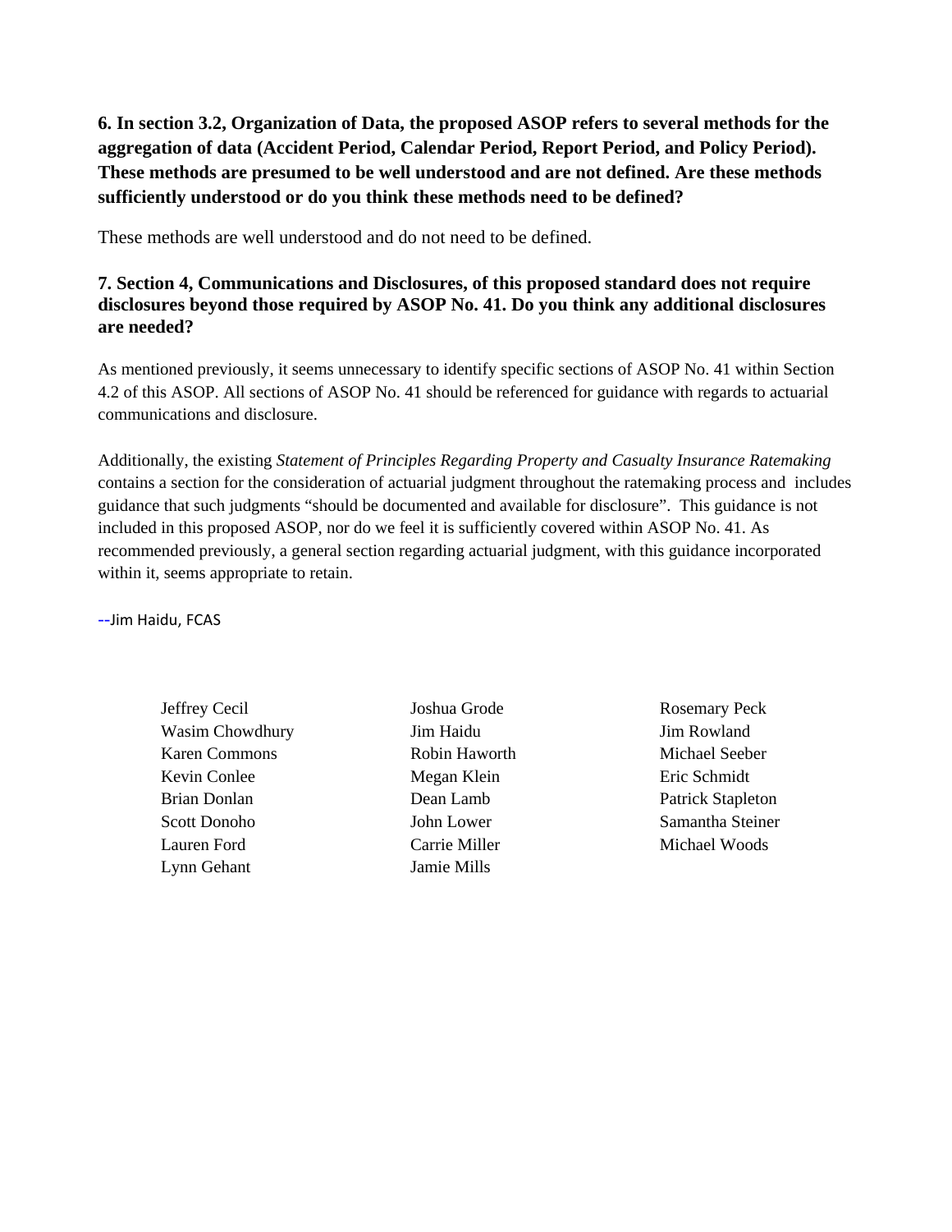**6. In section 3.2, Organization of Data, the proposed ASOP refers to several methods for the aggregation of data (Accident Period, Calendar Period, Report Period, and Policy Period). These methods are presumed to be well understood and are not defined. Are these methods sufficiently understood or do you think these methods need to be defined?**

These methods are well understood and do not need to be defined.

**7. Section 4, Communications and Disclosures, of this proposed standard does not require disclosures beyond those required by ASOP No. 41. Do you think any additional disclosures are needed?**

As mentioned previously, it seems unnecessary to identify specific sections of ASOP No. 41 within Section 4.2 of this ASOP. All sections of ASOP No. 41 should be referenced for guidance with regards to actuarial communications and disclosure.

Additionally, the existing *Statement of Principles Regarding Property and Casualty Insurance Ratemaking* contains a section for the consideration of actuarial judgment throughout the ratemaking process and includes guidance that such judgments "should be documented and available for disclosure". This guidance is not included in this proposed ASOP, nor do we feel it is sufficiently covered within ASOP No. 41. As recommended previously, a general section regarding actuarial judgment, with this guidance incorporated within it, seems appropriate to retain.

--Jim Haidu, FCAS

Jeffrey Cecil
Wasim Chowdhury
Karen Commons
Kevin Conlee
Brian Donlan
Scott Donoho
Lauren Ford
Lynn Gehant
Joshua Grode
Jim Haidu
Robin Haworth
Megan Klein
Dean Lamb
John Lower
Carrie Miller
Jamie Mills
Rosemary Peck
Jim Rowland
Michael Seeber
Eric Schmidt
Patrick Stapleton
Samantha Steiner
Michael Woods